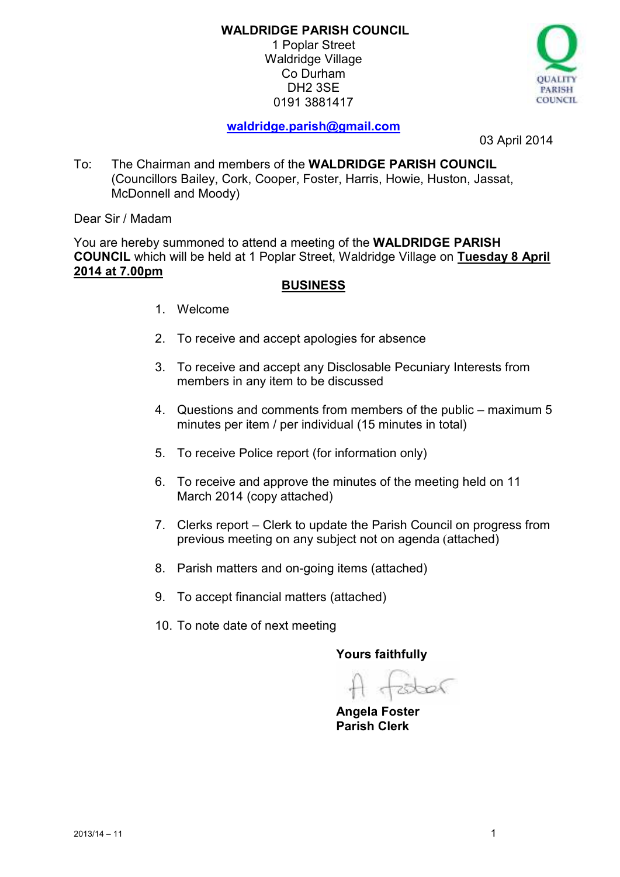**WALDRIDGE PARISH COUNCIL**
1 Poplar Street
Waldridge Village
Co Durham
DH2 3SE
0191 3881417

**waldridge.parish@gmail.com**

03 April 2014

To: The Chairman and members of the **WALDRIDGE PARISH COUNCIL** (Councillors Bailey, Cork, Cooper, Foster, Harris, Howie, Huston, Jassat, McDonnell and Moody)

Dear Sir / Madam

You are hereby summoned to attend a meeting of the **WALDRIDGE PARISH COUNCIL** which will be held at 1 Poplar Street, Waldridge Village on **Tuesday 8 April 2014 at 7.00pm**

## BUSINESS

1. Welcome
2. To receive and accept apologies for absence
3. To receive and accept any Disclosable Pecuniary Interests from members in any item to be discussed
4. Questions and comments from members of the public – maximum 5 minutes per item / per individual (15 minutes in total)
5. To receive Police report (for information only)
6. To receive and approve the minutes of the meeting held on 11 March 2014 (copy attached)
7. Clerks report – Clerk to update the Parish Council on progress from previous meeting on any subject not on agenda (attached)
8. Parish matters and on-going items (attached)
9. To accept financial matters (attached)
10. To note date of next meeting

**Yours faithfully**

A Foster

**Angela Foster**
**Parish Clerk**

2013/14 – 11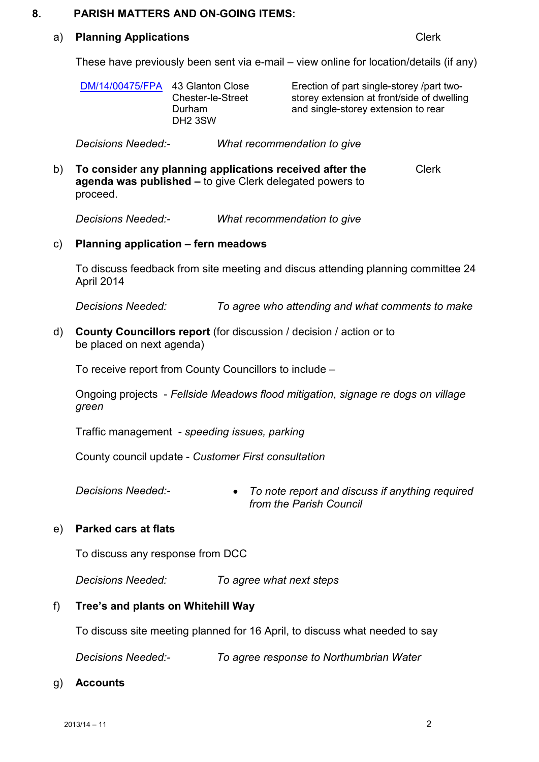## 8. PARISH MATTERS AND ON-GOING ITEMS:

### a) Planning Applications — Clerk

These have previously been sent via e-mail – view online for location/details (if any)

| | | |
|---|---|---|
| DM/14/00475/FPA | 43 Glanton Close Chester-le-Street Durham DH2 3SW | Erection of part single-storey /part two-storey extension at front/side of dwelling and single-storey extension to rear |

*Decisions Needed:-* *What recommendation to give*

### b) To consider any planning applications received after the agenda was published – to give Clerk delegated powers to proceed. — Clerk

*Decisions Needed:-* *What recommendation to give*

### c) Planning application – fern meadows

To discuss feedback from site meeting and discus attending planning committee 24 April 2014

*Decisions Needed:* *To agree who attending and what comments to make*

### d) County Councillors report (for discussion / decision / action or to be placed on next agenda)

To receive report from County Councillors to include –

Ongoing projects - *Fellside Meadows flood mitigation*, *signage re dogs on village green*

Traffic management - *speeding issues, parking*

County council update - *Customer First consultation*

*Decisions Needed:-*

- *To note report and discuss if anything required from the Parish Council*

### e) Parked cars at flats

To discuss any response from DCC

*Decisions Needed:* *To agree what next steps*

### f) Tree's and plants on Whitehill Way

To discuss site meeting planned for 16 April, to discuss what needed to say

*Decisions Needed:-* *To agree response to Northumbrian Water*

### g) Accounts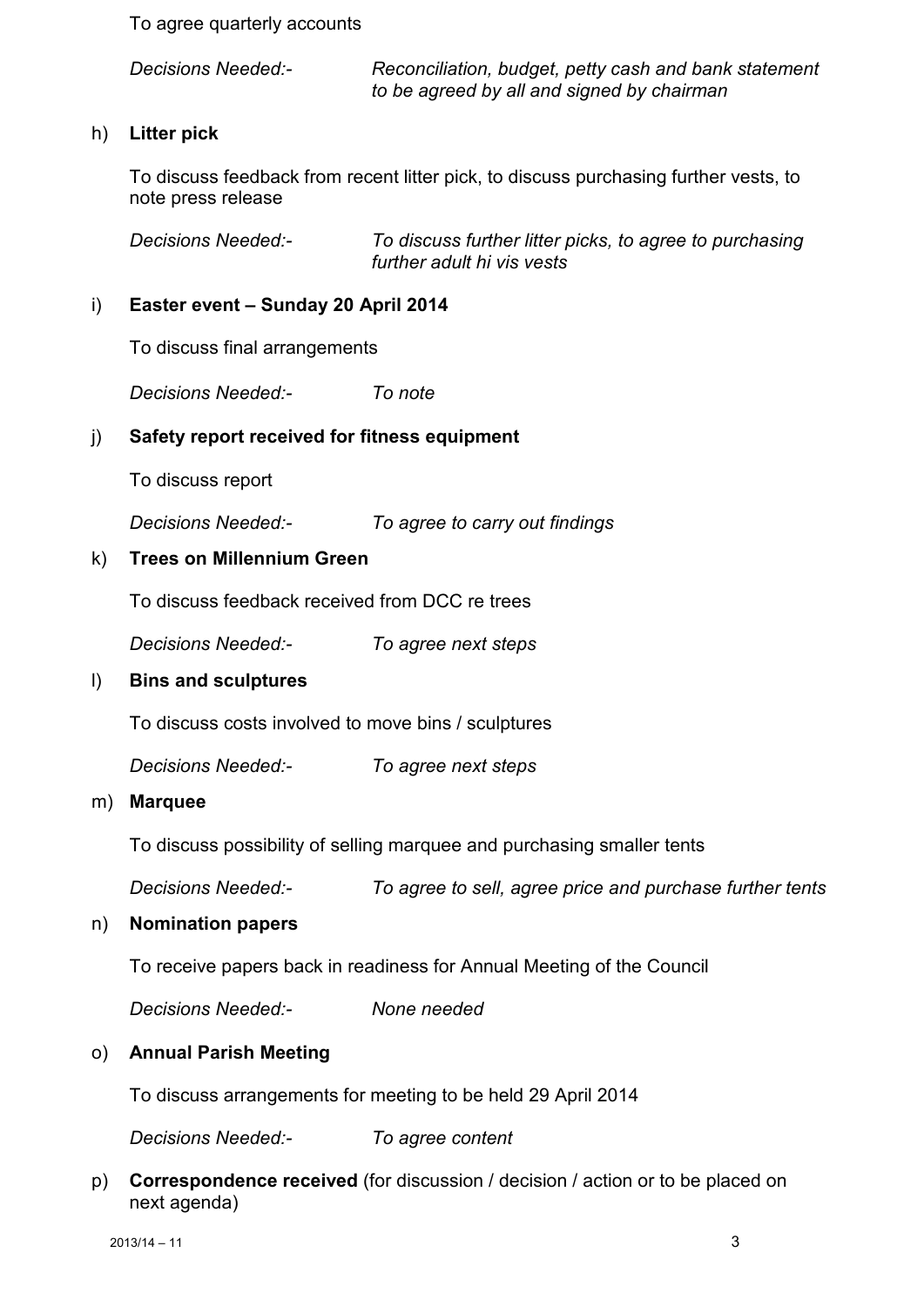To agree quarterly accounts

*Decisions Needed:-* *Reconciliation, budget, petty cash and bank statement to be agreed by all and signed by chairman*

h) **Litter pick**

To discuss feedback from recent litter pick, to discuss purchasing further vests, to note press release

*Decisions Needed:-* *To discuss further litter picks, to agree to purchasing further adult hi vis vests*

i) **Easter event – Sunday 20 April 2014**

To discuss final arrangements

*Decisions Needed:-* *To note*

j) **Safety report received for fitness equipment**

To discuss report

*Decisions Needed:-* *To agree to carry out findings*

k) **Trees on Millennium Green**

To discuss feedback received from DCC re trees

*Decisions Needed:-* *To agree next steps*

l) **Bins and sculptures**

To discuss costs involved to move bins / sculptures

*Decisions Needed:-* *To agree next steps*

m) **Marquee**

To discuss possibility of selling marquee and purchasing smaller tents

*Decisions Needed:-* *To agree to sell, agree price and purchase further tents*

n) **Nomination papers**

To receive papers back in readiness for Annual Meeting of the Council

*Decisions Needed:-* *None needed*

o) **Annual Parish Meeting**

To discuss arrangements for meeting to be held 29 April 2014

*Decisions Needed:-* *To agree content*

p) **Correspondence received** (for discussion / decision / action or to be placed on next agenda)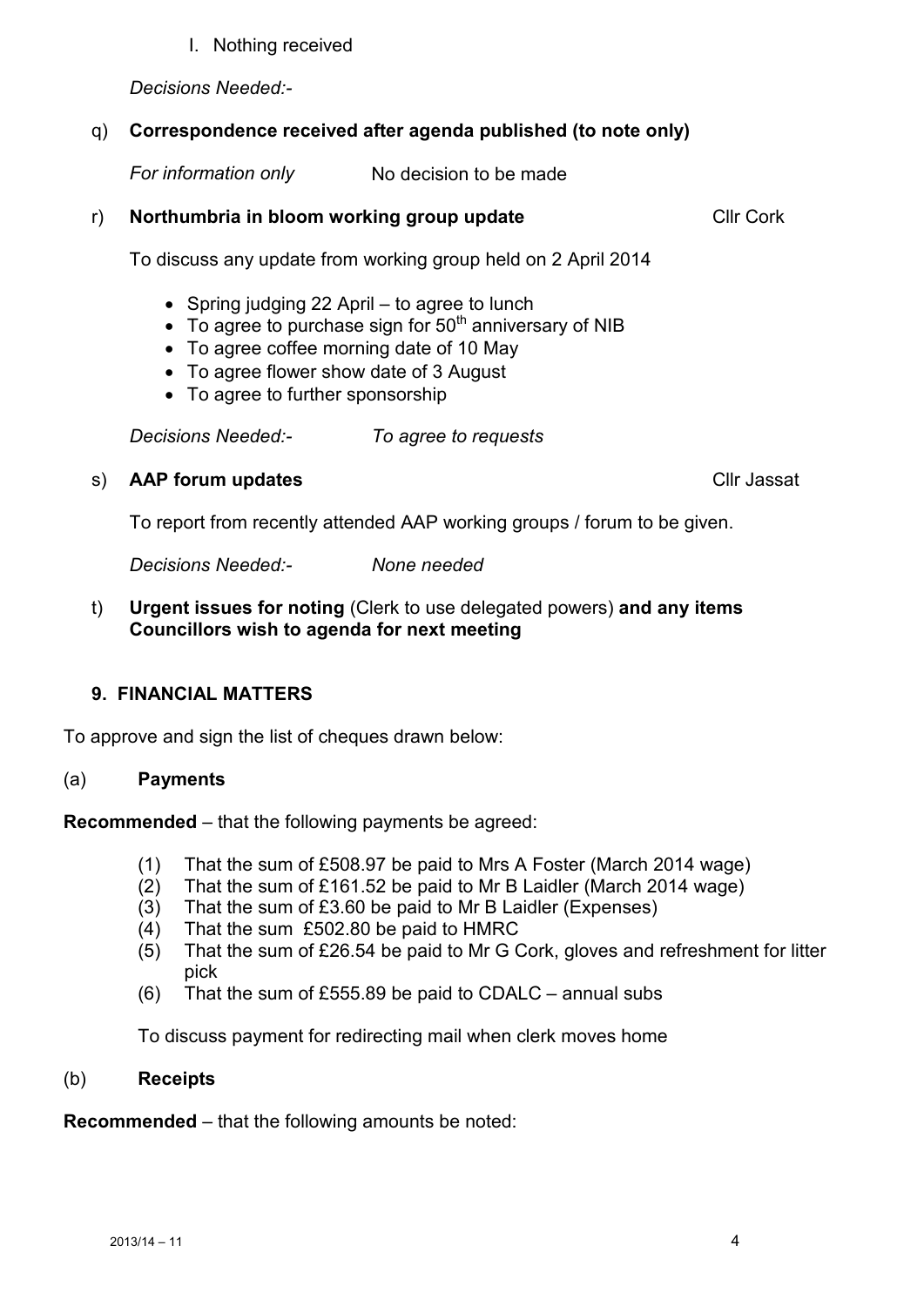I. Nothing received

*Decisions Needed:-*

q) **Correspondence received after agenda published (to note only)**

*For information only* No decision to be made

r) **Northumbria in bloom working group update** Cllr Cork

To discuss any update from working group held on 2 April 2014

- Spring judging 22 April – to agree to lunch
- To agree to purchase sign for 50th anniversary of NIB
- To agree coffee morning date of 10 May
- To agree flower show date of 3 August
- To agree to further sponsorship

*Decisions Needed:-* *To agree to requests*

s) **AAP forum updates** Cllr Jassat

To report from recently attended AAP working groups / forum to be given.

*Decisions Needed:-* *None needed*

t) **Urgent issues for noting** (Clerk to use delegated powers) **and any items Councillors wish to agenda for next meeting**

## 9. FINANCIAL MATTERS

To approve and sign the list of cheques drawn below:

### (a) Payments

**Recommended** – that the following payments be agreed:

(1) That the sum of £508.97 be paid to Mrs A Foster (March 2014 wage)
(2) That the sum of £161.52 be paid to Mr B Laidler (March 2014 wage)
(3) That the sum of £3.60 be paid to Mr B Laidler (Expenses)
(4) That the sum £502.80 be paid to HMRC
(5) That the sum of £26.54 be paid to Mr G Cork, gloves and refreshment for litter pick
(6) That the sum of £555.89 be paid to CDALC – annual subs

To discuss payment for redirecting mail when clerk moves home

### (b) Receipts

**Recommended** – that the following amounts be noted: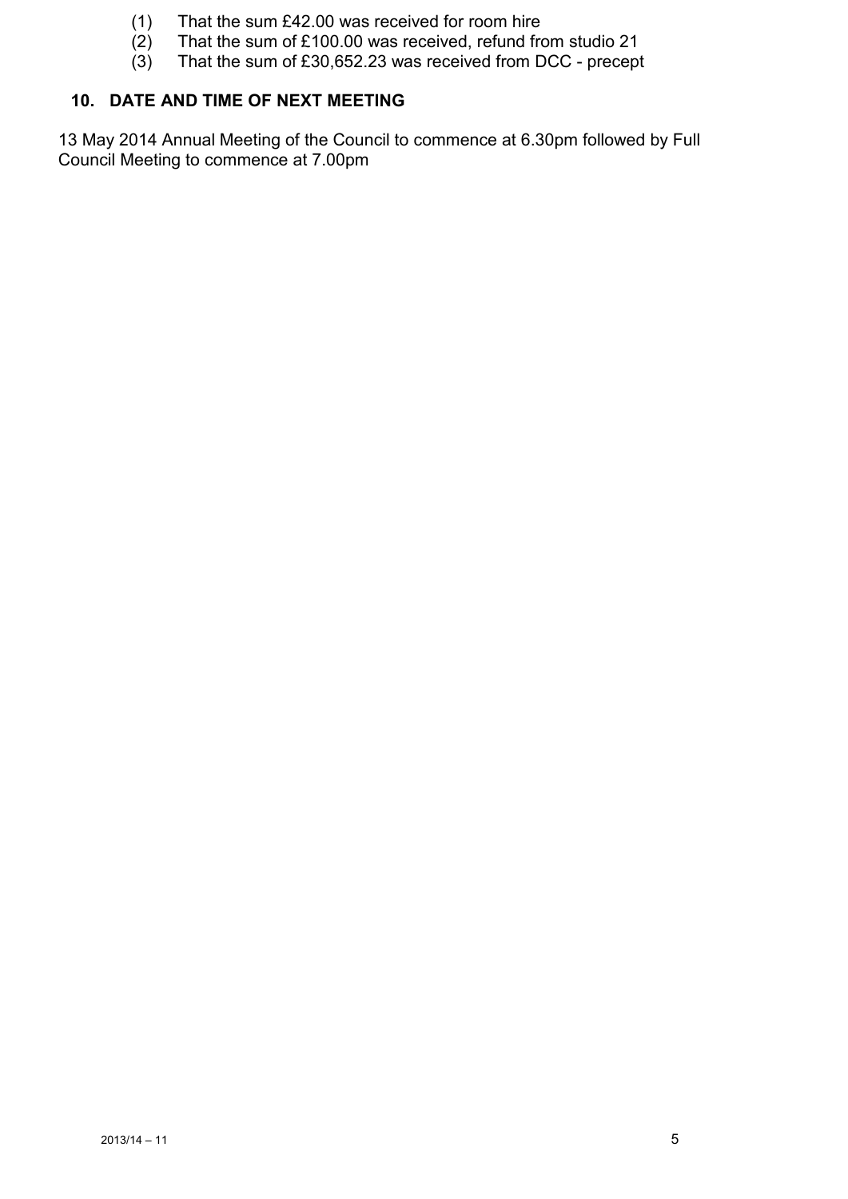(1) That the sum £42.00 was received for room hire
(2) That the sum of £100.00 was received, refund from studio 21
(3) That the sum of £30,652.23 was received from DCC - precept

## 10. DATE AND TIME OF NEXT MEETING

13 May 2014 Annual Meeting of the Council to commence at 6.30pm followed by Full Council Meeting to commence at 7.00pm